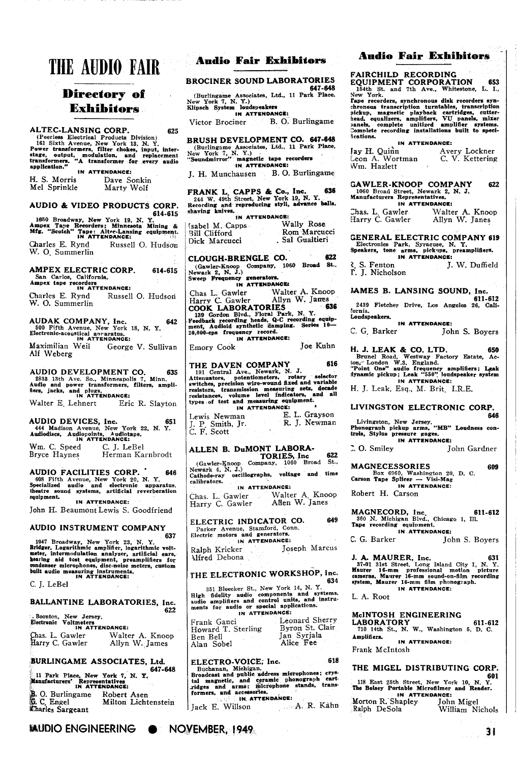# THE AUDIO FAIR

## Directory of Exhibitors

### ALTEC-LANSING CORP. 625

(Peerless Electrical Products Division)
161 Sixth Avenue, New York 13, N. Y.
Power transformers, filter chokes, input, inter-stage, output, modulation, and replacement transformers. "A transformer for every audio application."

IN ATTENDANCE:

H. S. Morris — Dave Sonkin
Mel Sprinkle — Marty Wolf

### AUDIO & VIDEO PRODUCTS CORP. 614-615

1650 Broadway, New York 19, N. Y.
Ampex Tape Recorders; Minnesota Mining & Mfg. "Scotch" Tape; Altec-Lansing equipment.

IN ATTENDANCE:

Charles E. Rynd — Russell O. Hudson
W. O. Summerlin

### AMPEX ELECTRIC CORP. 614-615

San Carlos, California.
Ampex tape recorders

IN ATTENDANCE:

Charles E. Rynd — Russell O. Hudson
W. O. Summerlin

### AUDAK COMPANY, Inc. 642

500 Fifth Avenue, New York 18, N. Y.
Electronic-acoustical apparatus.

IN ATTENDANCE:

Maximilian Weil — George V. Sullivan
Alf Weberg

### AUDIO DEVELOPMENT CO. 635

2833 13th Ave. So., Minneapolis 7, Minn.
Audio and power transformers, filters, amplifiers, jacks, and plugs.

IN ATTENDANCE:

Walter E. Lehnert — Eric R. Slayton

### AUDIO DEVICES, Inc. 651

444 Madison Avenue, New York 22, N. Y.
Audiodiscs, Audiopoints, Audiotape.

IN ATTENDANCE:

Wm. C. Speed — C. J. LeBel
Bryce Haynes — Herman Karnbrodt

### AUDIO FACILITIES CORP. 646

608 Fifth Avenue, New York 20, N. Y.
Specialized audio and electronic apparatus, theatre sound systems, artificial reverberation equipment.

IN ATTENDANCE:

John H. Beaumont — Lewis S. Goodfriend

### AUDIO INSTRUMENT COMPANY 637

1947 Broadway, New York 23, N. Y.
Bridger, Logarithmic amplifier, logarithmic voltmeter, intermodulation analyzer, artificial ears, hearing aid test equipment, preamplifiers for condenser microphones, disc-noise meters, custom built audio measuring instruments.

IN ATTENDANCE:

C. J. LeBel

### BALLANTINE LABORATORIES, Inc. 622

Boonton, New Jersey.
Electronic Voltmeters

IN ATTENDANCE:

Chas. L. Gawler — Walter A. Knoop
Harry C. Gawler — Allyn W. James

### BURLINGAME ASSOCIATES, Ltd. 647-648

11 Park Place, New York 7, N. Y.
Manufacturers' Representatives

IN ATTENDANCE:

B. O. Burlingame — Robert Asen
G. C. Engel — Milton Lichtenstein
Charles Sargeant

## Audio Fair Exhibitors

### BROCINER SOUND LABORATORIES 647-648

(Burlingame Associates, Ltd., 11 Park Place, New York 7, N. Y.)
Klipsch System loudspeakers

IN ATTENDANCE:

Victor Brociner — B. O. Burlingame

### BRUSH DEVELOPMENT CO. 647-648

(Burlingame Associates, Ltd., 11 Park Place, New York 7, N. Y.)
"Soundmirror" magnetic tape recorders

IN ATTENDANCE:

J. H. Munchausen — B. O. Burlingame

### FRANK L. CAPPS & Co., Inc. 636

244 W. 49th Street, New York 19, N. Y.
Recording and reproducing styli, advance balls, shaving knives.

IN ATTENDANCE:

Isabel M. Capps — Wally Rose
Bill Clifford — Rom Marcucci
Dick Marcucci — Sal Gualtieri

### CLOUGH-BRENGLE CO. 622

(Gawler-Knoop Company, 1060 Broad St., Newark 2, N. J.)
Sweep Frequency generators.

IN ATTENDANCE:

Chas L. Gawler — Walter A. Knoop
Harry C. Gawler — Allyn W. James

### COOK LABORATORIES 636

139 Gordon Blvd., Floral Park, N. Y.
Feedback recording heads, Q-C recording equipment, Audioid synthetic damping. Series 10—20,000-cps frequency record.

IN ATTENDANCE:

Emory Cook — Joe Kuhn

### THE DAVEN COMPANY 616

191 Central Ave., Newark, N. J.
Attenuators, potentiometers, rotary selector switches, precision wire-wound fixed and variable resistors, transmission measuring sets, decade resistances, volume level indicators, and all types of test and measuring equipment.

IN ATTENDANCE:

Lewis Newman — E. L. Grayson
J. P. Smith, Jr. — R. J. Newman
C. F. Scott

### ALLEN B. DuMONT LABORATORIES, Inc 622

(Gawler-Knoop Company, 1060 Broad St., Newark 4, N. J.)
Cathode-ray oscillographs, voltage and time calibrators.

IN ATTENDANCE:

Chas. L. Gawler — Walter A. Knoop
Harry C. Gawler — Allen W. Janes

### ELECTRIC INDICATOR CO. 649

Parker Avenue, Stamford, Conn.
Electric motors and generators.

IN ATTENDANCE:

Ralph Kricker — Joseph Marcus
Alfred Debona

### THE ELECTRONIC WORKSHOP, Inc. 634

351 Bleecker St., New York 14, N. Y.
High fidelity audio components and systems, audio amplifiers and control units, and instruments for audio or special applications.

IN ATTENDANCE:

Frank Ganci — Leonard Sherry
Howard T. Sterling — Byron St. Clair
Ben Bell — Jan Syrjala
Alan Sobel — Alice Fee

### ELECTRO-VOICE, Inc. 618

Buchanan, Michigan.
Broadcast and public address microphones; crystal magnetic, and ceramic phonograph cartridges and arms; microphone stands, transformers, and accessories.

IN ATTENDANCE:

Jack E. Willson — A. R. Kahn

## Audio Fair Exhibitors

### FAIRCHILD RECORDING EQUIPMENT CORPORATION 653

154th St. and 7th Ave., Whitestone, L. I., New York.
Tape recorders, synchronous disk recorders synchronous transcription turntables, transcription pickup, magnetic playback cartridges, cutter-head, equalizers, amplifiers, VU panels, mixer panels, complete unitized amplifier systems. Complete recording installations built to specifications.

IN ATTENDANCE:

Jay H. Quinn — Avery Lockner
Leon A. Wortman — C. V. Kettering
Wm. Hazlett

### GAWLER-KNOOP COMPANY 622

1060 Broad Street, Newark 2, N. J.
Manufacturers Representatives.

IN ATTENDANCE:

Chas. L. Gawler — Walter A. Knoop
Harry C. Gawler — Allyn W. Janes

### GENERAL ELECTRIC COMPANY 619

Electronics Park, Syracuse, N. Y.
Speakers, tone arms, pickups, preamplifiers.

IN ATTENDANCE:

R. S. Fenton — J. W. Duffield
T. J. Nicholson

### JAMES B. LANSING SOUND, Inc. 611-612

2439 Fletcher Drive, Los Angeles 26, California.
Loudspeakers.

IN ATTENDANCE:

C. G. Barker — John S. Boyers

### H. J. LEAK & CO. LTD. 650

Brunel Road, Westway Factory Estate, Acton, London W.3, England.
"Point One" audio frequency amplifiers; Leak dynamic pickup; Leak "550" loudspeaker system

IN ATTENDANCE:

H. J. Leak, Esq., M. Brit. I.R.E.

### LIVINGSTON ELECTRONIC CORP. 646

Livingston, New Jersey.
Phonograph pickup arms, "MB" Loudness controls, Stylus pressure gages.

IN ATTENDANCE:

C. O. Smiley — John Gardner

### MAGNECESSORIES 609

Box 6960, Washington 20, D. C.
Carson Tape Splicer — Visi-Mag

IN ATTENDANCE:

Robert H. Carson

### MAGNECORD, Inc. 611-612

360 N. Michigan Blvd., Chicago 1, Ill.
Tape recording equipment.

IN ATTENDANCE:

C. G. Barker — John S. Boyers

### J. A. MAURER, Inc. 631

37-01 31st Street, Long Island City 1, N. Y.
Maurer 16-mm professional motion picture cameras, Maurer 16-mm sound-on-film recording system, Maurer 16-mm film phonograph.

IN ATTENDANCE:

L. A. Root

### McINTOSH ENGINEERING LABORATORY 611-612

710 14th St., N. W., Washington 5, D. C.
Amplifiers.

IN ATTENDANCE:

Frank McIntosh

### THE MIGEL DISTRIBUTING CORP. 601

118 East 25th Street, New York 10, N. Y.
The Belsey Portable Microfilmer and Reader.

IN ATTENDANCE:

Morton R. Shapley — John Migel
Ralph DeSola — William Nichols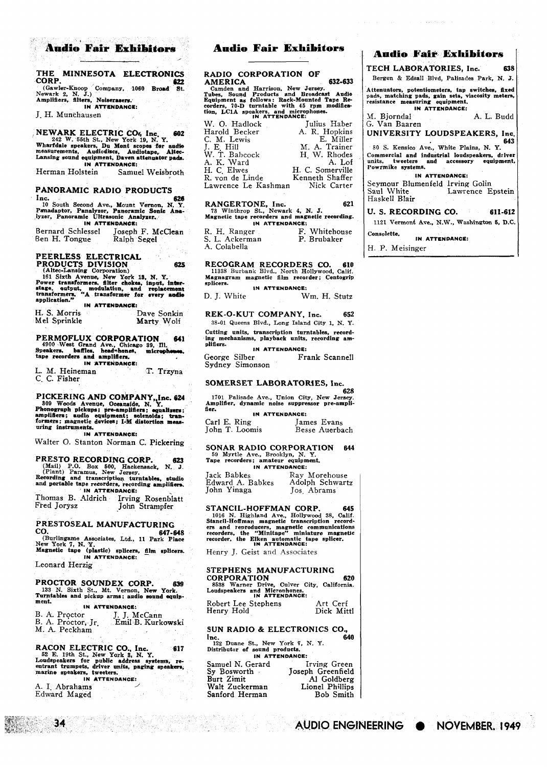## Audio Fair Exhibitors

**THE MINNESOTA ELECTRONICS CORP.** 622
(Gawler-Knoop Company, 1060 Broad St. Newark 2, N. J.)
Amplifiers, filters, Noiseraser.
IN ATTENDANCE:
J. H. Munchausen

**NEWARK ELECTRIC CO., Inc.** 602
242 W. 55th St., New York 19, N. Y.
Wharfdale speakers, Du Mont scopes for audio measurements, Audiodiscs, Audiotape, Altec-Lansing sound equipment, Daven attenuator pads.
IN ATTENDANCE:
Herman Holstein — Samuel Weisbroth

**PANORAMIC RADIO PRODUCTS Inc.** 626
10 South Second Ave., Mount Vernon, N. Y.
Panadaptor, Panalyzor, Panoramic Sonic Analyzer, Panoramic Ultrasonic Analyzer.
IN ATTENDANCE:
Bernard Schlessel — Joseph F. McClean
Ben H. Tongue — Ralph Segel

**PEERLESS ELECTRICAL PRODUCTS DIVISION** 625
(Altec-Lansing Corporation)
161 Sixth Avenue, New York 13, N. Y.
Power transformers, filter chokes, input, interstage, output, modulation, and replacement transformers, "A transformer for every audio application."
IN ATTENDANCE:
H. S. Morris — Dave Sonkin
Mel Sprinkle — Marty Wolf

**PERMOFLUX CORPORATION** 641
4900 West Grand Ave., Chicago 39, Ill.
Speakers, baffles, headphones, microphones, tape recorders and amplifiers.
IN ATTENDANCE:
L. M. Heineman — T. Trzyna
C. C. Fisher

**PICKERING AND COMPANY, Inc.** 624
309 Woods Avenue, Oceanside, N. Y.
Phonograph pickups; pre-amplifiers; equalizers; amplifiers; audio equipment; solenoids; transformers; magnetic devices; I-M distortion measuring instruments.
IN ATTENDANCE:
Walter O. Stanton — Norman C. Pickering

**PRESTO RECORDING CORP.** 623
(Mail) P.O. Box 500, Hackensack, N. J.
(Plant) Paramus, New Jersey.
Recording and transcription turntables, studio and portable tape recorders, recording amplifiers.
IN ATTENDANCE:
Thomas B. Aldrich — Irving Rosenblatt
Fred Jorysz — John Strampfer

**PRESTOSEAL MANUFACTURING CO.** 647-648
(Burlingame Associates, Ltd., 11 Park Place New York 7, N. Y.
Magnetic tape (plastic) splicers, film splicers.
IN ATTENDANCE:
Leonard Herzig

**PROCTOR SOUNDEX CORP.** 639
133 N. Sixth St., Mt. Vernon, New York.
Turntables and pickup arms; audio sound equipment.
IN ATTENDANCE:
B. A. Proctor — J. J. McCann
B. A. Proctor, Jr. — Emil B. Kurkowski
M. A. Peckham

**RACON ELECTRIC CO., Inc.** 617
52 E. 19th St., New York 3, N. Y.
Loudspeakers for public address systems, reentrant trumpets, driver units, paging speakers, marine speakers, tweeters.
IN ATTENDANCE:
A. I. Abrahams
Edward Maged

**RADIO CORPORATION OF AMERICA** 632-633
Camden and Harrison, New Jersey.
Tubes, Sound Products and Broadcast Audio Equipment as follows: Rack-Mounted Tape Recorders, 70-D turntable with 45 rpm modification, LC1A speakers, and microphones.
IN ATTENDANCE:
W. O. Hadlock — Julius Haber
Harold Becker — A. R. Hopkins
C. M. Lewis — E. Miller
J. E. Hill — M. A. Trainer
W. T. Babcock — H. W. Rhodes
A. K. Ward — A. Lof
H. C. Elwes — H. C. Somerville
R. von de Linde — Kenneth Shaffer
Lawrence Le Kashman — Nick Carter

**RANGERTONE, Inc.** 621
73 Winthrop St., Newark 4, N. J.
Magnetic tape recorders and magnetic recording.
IN ATTENDANCE:
R. H. Ranger — F. Whitehouse
S. L. Ackerman — P. Brubaker
A. Colabella

**RECOGRAM RECORDERS CO.** 610
11338 Burbank Blvd., North Hollywood, Calif.
Magnagram magnetic film recorder; Centogrip splicers.
IN ATTENDANCE:
D. J. White — Wm. H. Stutz

**REK-O-KUT COMPANY, Inc.** 652
38-01 Queens Blvd., Long Island City 1, N. Y.
Cutting units, transcription turntables, recording mechanisms, playback units, recording amplifiers.
IN ATTENDANCE:
George Silber — Frank Scannell
Sydney Simonson

**SOMERSET LABORATORIES, Inc.** 628
1701 Palisade Ave., Union City, New Jersey.
Amplifier, dynamic noise suppressor pre-amplifier.
IN ATTENDANCE:
Carl E. Ring — James Evans
John T. Loomis — Besse Auerbach

**SONAR RADIO CORPORATION** 644
59 Myrtle Ave., Brooklyn, N. Y.
Tape recorders; amateur equipment.
IN ATTENDANCE:
Jack Babkes — Ray Morehouse
Edward A. Babkes — Adolph Schwartz
John Yinaga — Jos. Abrams

**STANCIL-HOFFMAN CORP.** 645
1016 N. Highland Ave., Hollywood 38, Calif.
Stancil-Hoffman magnetic transcription recorders and reproducers, magnetic communications recorders, the "Minitape" miniature magnetic recorder, the Elken automatic tape splicer.
IN ATTENDANCE:
Henry J. Geist and Associates

**STEPHENS MANUFACTURING CORPORATION** 620
8538 Warner Drive, Culver City, California.
Loudspeakers and Microphones.
IN ATTENDANCE:
Robert Lee Stephens — Art Cerf
Henry Hold — Dick Mittl

**SUN RADIO & ELECTRONICS CO., Inc.** 640
122 Duane St., New York 7, N. Y.
Distributor of sound products.
IN ATTENDANCE:
Samuel N. Gerard — Irving Green
Sy Bosworth — Joseph Greenfield
Burt Zimit — Al Goldberg
Walt Zuckerman — Lionel Phillips
Sanford Herman — Bob Smith

**TECH LABORATORIES, Inc.** 638
Bergen & Edsall Blvd, Palisades Park, N. J.
Attenuators, potentiometers, tap switches, fixed pads, matching pads, gain sets, viscosity meters, resistance measuring equipment.
IN ATTENDANCE:
M. Bjorndal — A. L. Budd
G. Van Baaren

**UNIVERSITY LOUDSPEAKERS, Inc.** 643
80 S. Kensico Ave., White Plains, N. Y.
Commercial and industrial loudspeakers, driver units, tweeters and accessory equipment, Powrmike systems.
IN ATTENDANCE:
Seymour Blumenfeld — Irving Golin
Saul White — Lawrence Epstein
Haskell Blair

**U. S. RECORDING CO.** 611-612
1121 Vermont Ave., N.W., Washington 5, D.C.
Consolette.
IN ATTENDANCE:
H. P. Meisinger